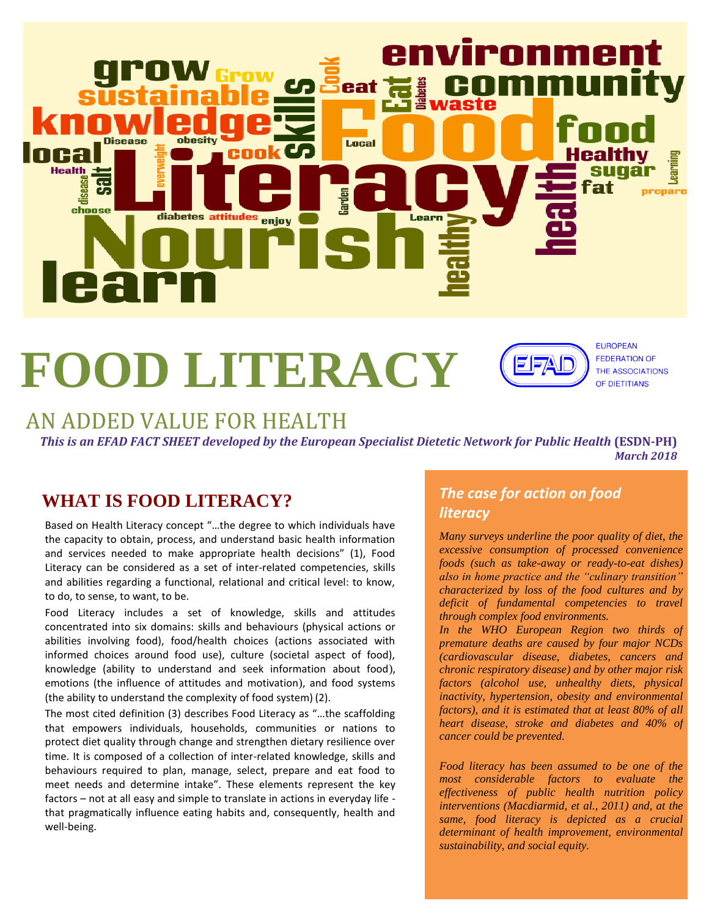# FOOD LITERACY

EUROPEAN FEDERATION OF THE ASSOCIATIONS OF DIETITIANS

## AN ADDED VALUE FOR HEALTH

***This is an EFAD FACT SHEET developed by the European Specialist Dietetic Network for Public Health*** **(ESDN-PH)**

***March 2018***

## WHAT IS FOOD LITERACY?

Based on Health Literacy concept "…the degree to which individuals have the capacity to obtain, process, and understand basic health information and services needed to make appropriate health decisions" (1), Food Literacy can be considered as a set of inter-related competencies, skills and abilities regarding a functional, relational and critical level: to know, to do, to sense, to want, to be.

Food Literacy includes a set of knowledge, skills and attitudes concentrated into six domains: skills and behaviours (physical actions or abilities involving food), food/health choices (actions associated with informed choices around food use), culture (societal aspect of food), knowledge (ability to understand and seek information about food), emotions (the influence of attitudes and motivation), and food systems (the ability to understand the complexity of food system) (2).

The most cited definition (3) describes Food Literacy as "…the scaffolding that empowers individuals, households, communities or nations to protect diet quality through change and strengthen dietary resilience over time. It is composed of a collection of inter-related knowledge, skills and behaviours required to plan, manage, select, prepare and eat food to meet needs and determine intake". These elements represent the key factors – not at all easy and simple to translate in actions in everyday life - that pragmatically influence eating habits and, consequently, health and well-being.

### *The case for action on food literacy*

*Many surveys underline the poor quality of diet, the excessive consumption of processed convenience foods (such as take-away or ready-to-eat dishes) also in home practice and the "culinary transition" characterized by loss of the food cultures and by deficit of fundamental competencies to travel through complex food environments.*

*In the WHO European Region two thirds of premature deaths are caused by four major NCDs (cardiovascular disease, diabetes, cancers and chronic respiratory disease) and by other major risk factors (alcohol use, unhealthy diets, physical inactivity, hypertension, obesity and environmental factors), and it is estimated that at least 80% of all heart disease, stroke and diabetes and 40% of cancer could be prevented.*

*Food literacy has been assumed to be one of the most considerable factors to evaluate the effectiveness of public health nutrition policy interventions (Macdiarmid, et al., 2011) and, at the same, food literacy is depicted as a crucial determinant of health improvement, environmental sustainability, and social equity.*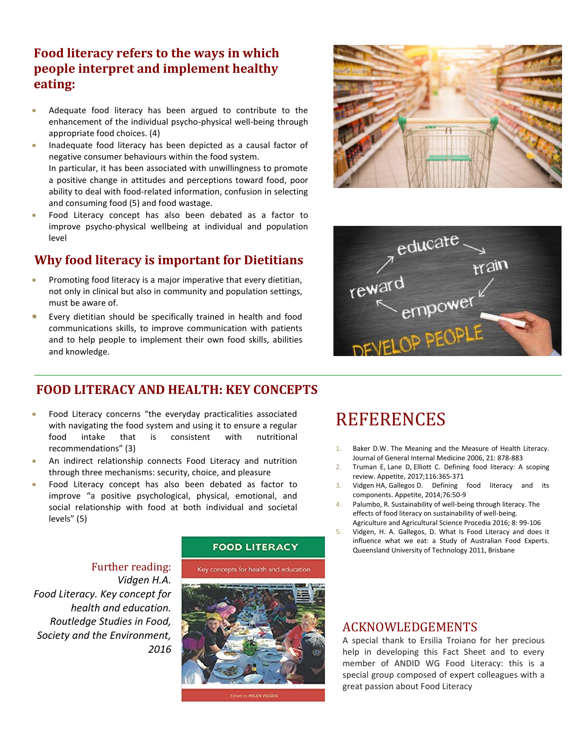## Food literacy refers to the ways in which people interpret and implement healthy eating:

- Adequate food literacy has been argued to contribute to the enhancement of the individual psycho-physical well-being through appropriate food choices. (4)
- Inadequate food literacy has been depicted as a causal factor of negative consumer behaviours within the food system.
  In particular, it has been associated with unwillingness to promote a positive change in attitudes and perceptions toward food, poor ability to deal with food-related information, confusion in selecting and consuming food (5) and food wastage.
- Food Literacy concept has also been debated as a factor to improve psycho-physical wellbeing at individual and population level

## Why food literacy is important for Dietitians

- Promoting food literacy is a major imperative that every dietitian, not only in clinical but also in community and population settings, must be aware of.
- Every dietitian should be specifically trained in health and food communications skills, to improve communication with patients and to help people to implement their own food skills, abilities and knowledge.

## FOOD LITERACY AND HEALTH: KEY CONCEPTS

- Food Literacy concerns "the everyday practicalities associated with navigating the food system and using it to ensure a regular food intake that is consistent with nutritional recommendations" (3)
- An indirect relationship connects Food Literacy and nutrition through three mechanisms: security, choice, and pleasure
- Food Literacy concept has also been debated as factor to improve "a positive psychological, physical, emotional, and social relationship with food at both individual and societal levels" (5)

Further reading:
*Vidgen H.A.*
*Food Literacy. Key concept for health and education.*
*Routledge Studies in Food, Society and the Environment, 2016*

# REFERENCES

1. Baker D.W. The Meaning and the Measure of Health Literacy. Journal of General Internal Medicine 2006, 21: 878-883
2. Truman E, Lane D, Elliott C. Defining food literacy: A scoping review. Appetite, 2017;116:365-371
3. Vidgen HA, Gallegos D. Defining food literacy and its components. Appetite, 2014;76:50-9
4. Palumbo, R. Sustainability of well-being through literacy. The effects of food literacy on sustainability of well-being. Agriculture and Agricultural Science Procedia 2016; 8: 99-106
5. Vidgen, H. A. Gallegos, D. What Is Food Literacy and does it influence what we eat: a Study of Australian Food Experts. Queensland University of Technology 2011, Brisbane

## ACKNOWLEDGEMENTS

A special thank to Ersilia Troiano for her precious help in developing this Fact Sheet and to every member of ANDID WG Food Literacy: this is a special group composed of expert colleagues with a great passion about Food Literacy